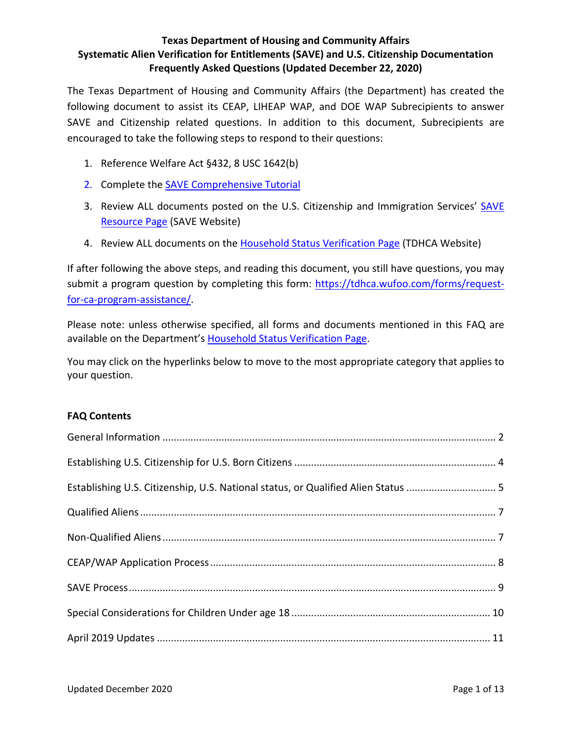# Texas Department of Housing and Community Affairs
## Systematic Alien Verification for Entitlements (SAVE) and U.S. Citizenship Documentation Frequently Asked Questions (Updated December 22, 2020)

The Texas Department of Housing and Community Affairs (the Department) has created the following document to assist its CEAP, LIHEAP WAP, and DOE WAP Subrecipients to answer SAVE and Citizenship related questions. In addition to this document, Subrecipients are encouraged to take the following steps to respond to their questions:

1. Reference Welfare Act §432, 8 USC 1642(b)
2. Complete the SAVE Comprehensive Tutorial
3. Review ALL documents posted on the U.S. Citizenship and Immigration Services' SAVE Resource Page (SAVE Website)
4. Review ALL documents on the Household Status Verification Page (TDHCA Website)

If after following the above steps, and reading this document, you still have questions, you may submit a program question by completing this form: https://tdhca.wufoo.com/forms/request-for-ca-program-assistance/.

Please note: unless otherwise specified, all forms and documents mentioned in this FAQ are available on the Department's Household Status Verification Page.

You may click on the hyperlinks below to move to the most appropriate category that applies to your question.

**FAQ Contents**

- General Information ..... 2
- Establishing U.S. Citizenship for U.S. Born Citizens ..... 4
- Establishing U.S. Citizenship, U.S. National status, or Qualified Alien Status ..... 5
- Qualified Aliens ..... 7
- Non-Qualified Aliens ..... 7
- CEAP/WAP Application Process ..... 8
- SAVE Process ..... 9
- Special Considerations for Children Under age 18 ..... 10
- April 2019 Updates ..... 11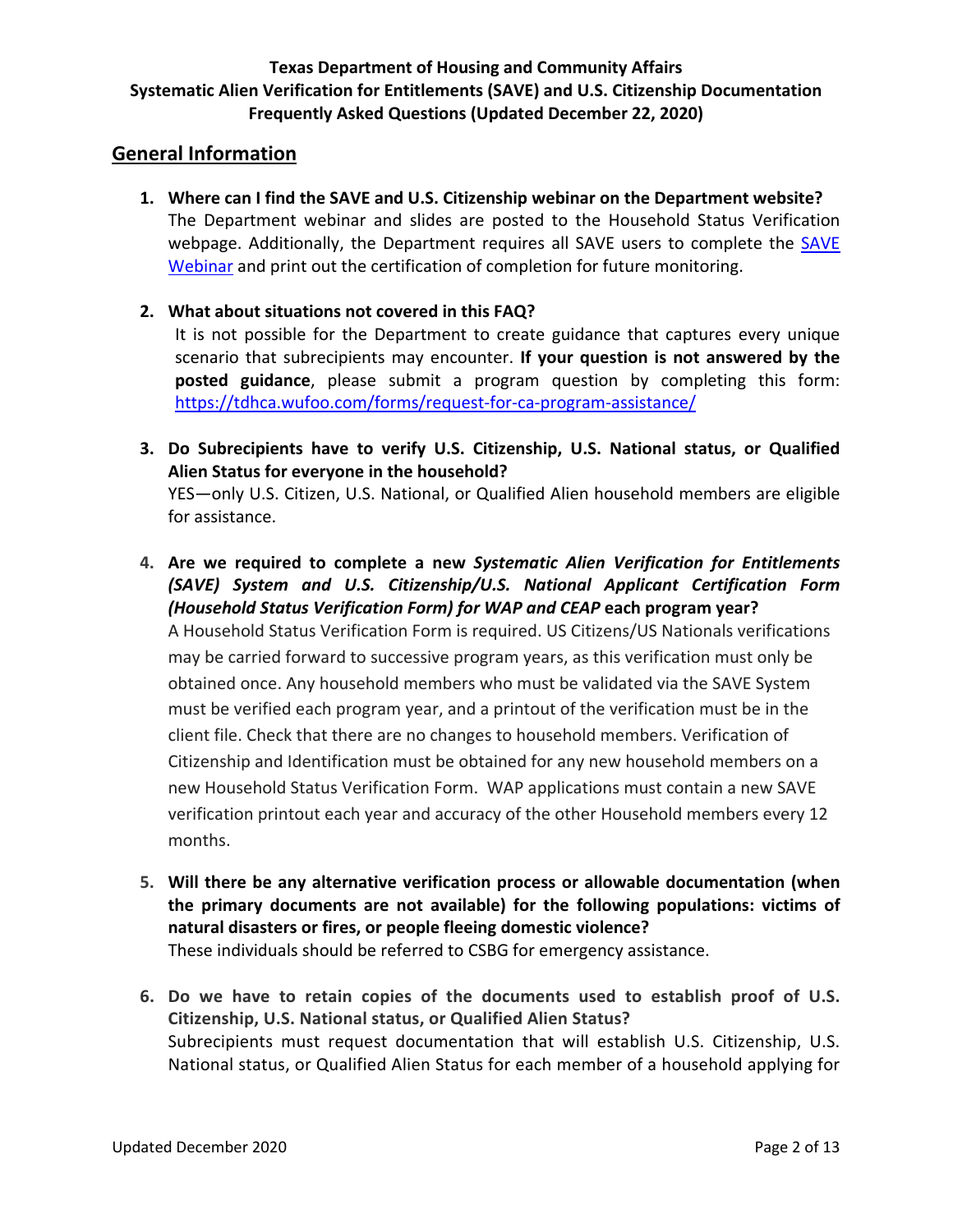**Texas Department of Housing and Community Affairs**
**Systematic Alien Verification for Entitlements (SAVE) and U.S. Citizenship Documentation**
**Frequently Asked Questions (Updated December 22, 2020)**

## General Information

1. **Where can I find the SAVE and U.S. Citizenship webinar on the Department website?**
   The Department webinar and slides are posted to the Household Status Verification webpage. Additionally, the Department requires all SAVE users to complete the [SAVE Webinar](SAVE Webinar) and print out the certification of completion for future monitoring.

2. **What about situations not covered in this FAQ?**
   It is not possible for the Department to create guidance that captures every unique scenario that subrecipients may encounter. **If your question is not answered by the posted guidance**, please submit a program question by completing this form: [https://tdhca.wufoo.com/forms/request-for-ca-program-assistance/](https://tdhca.wufoo.com/forms/request-for-ca-program-assistance/)

3. **Do Subrecipients have to verify U.S. Citizenship, U.S. National status, or Qualified Alien Status for everyone in the household?**
   YES—only U.S. Citizen, U.S. National, or Qualified Alien household members are eligible for assistance.

4. **Are we required to complete a new *Systematic Alien Verification for Entitlements (SAVE) System and U.S. Citizenship/U.S. National Applicant Certification Form (Household Status Verification Form) for WAP and CEAP* each program year?**
   A Household Status Verification Form is required. US Citizens/US Nationals verifications may be carried forward to successive program years, as this verification must only be obtained once. Any household members who must be validated via the SAVE System must be verified each program year, and a printout of the verification must be in the client file. Check that there are no changes to household members. Verification of Citizenship and Identification must be obtained for any new household members on a new Household Status Verification Form. WAP applications must contain a new SAVE verification printout each year and accuracy of the other Household members every 12 months.

5. **Will there be any alternative verification process or allowable documentation (when the primary documents are not available) for the following populations: victims of natural disasters or fires, or people fleeing domestic violence?**
   These individuals should be referred to CSBG for emergency assistance.

6. **Do we have to retain copies of the documents used to establish proof of U.S. Citizenship, U.S. National status, or Qualified Alien Status?**
   Subrecipients must request documentation that will establish U.S. Citizenship, U.S. National status, or Qualified Alien Status for each member of a household applying for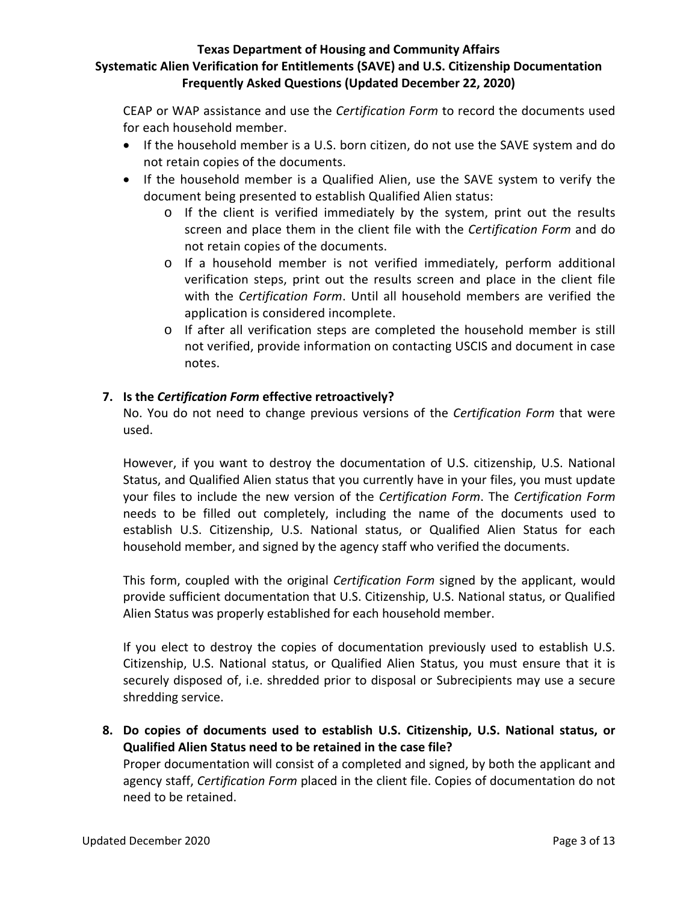CEAP or WAP assistance and use the *Certification Form* to record the documents used for each household member.

- If the household member is a U.S. born citizen, do not use the SAVE system and do not retain copies of the documents.
- If the household member is a Qualified Alien, use the SAVE system to verify the document being presented to establish Qualified Alien status:
  - If the client is verified immediately by the system, print out the results screen and place them in the client file with the *Certification Form* and do not retain copies of the documents.
  - If a household member is not verified immediately, perform additional verification steps, print out the results screen and place in the client file with the *Certification Form*. Until all household members are verified the application is considered incomplete.
  - If after all verification steps are completed the household member is still not verified, provide information on contacting USCIS and document in case notes.

**7. Is the *Certification Form* effective retroactively?**

No. You do not need to change previous versions of the *Certification Form* that were used.

However, if you want to destroy the documentation of U.S. citizenship, U.S. National Status, and Qualified Alien status that you currently have in your files, you must update your files to include the new version of the *Certification Form*. The *Certification Form* needs to be filled out completely, including the name of the documents used to establish U.S. Citizenship, U.S. National status, or Qualified Alien Status for each household member, and signed by the agency staff who verified the documents.

This form, coupled with the original *Certification Form* signed by the applicant, would provide sufficient documentation that U.S. Citizenship, U.S. National status, or Qualified Alien Status was properly established for each household member.

If you elect to destroy the copies of documentation previously used to establish U.S. Citizenship, U.S. National status, or Qualified Alien Status, you must ensure that it is securely disposed of, i.e. shredded prior to disposal or Subrecipients may use a secure shredding service.

**8. Do copies of documents used to establish U.S. Citizenship, U.S. National status, or Qualified Alien Status need to be retained in the case file?**

Proper documentation will consist of a completed and signed, by both the applicant and agency staff, *Certification Form* placed in the client file. Copies of documentation do not need to be retained.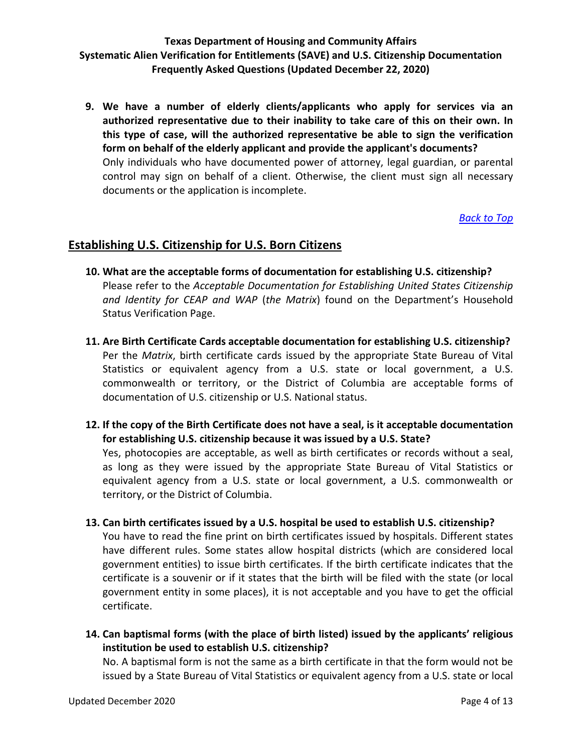9. **We have a number of elderly clients/applicants who apply for services via an authorized representative due to their inability to take care of this on their own. In this type of case, will the authorized representative be able to sign the verification form on behalf of the elderly applicant and provide the applicant's documents?**
   Only individuals who have documented power of attorney, legal guardian, or parental control may sign on behalf of a client. Otherwise, the client must sign all necessary documents or the application is incomplete.

*Back to Top*

## Establishing U.S. Citizenship for U.S. Born Citizens

10. **What are the acceptable forms of documentation for establishing U.S. citizenship?**
    Please refer to the *Acceptable Documentation for Establishing United States Citizenship and Identity for CEAP and WAP* (*the Matrix*) found on the Department's Household Status Verification Page.

11. **Are Birth Certificate Cards acceptable documentation for establishing U.S. citizenship?**
    Per the *Matrix*, birth certificate cards issued by the appropriate State Bureau of Vital Statistics or equivalent agency from a U.S. state or local government, a U.S. commonwealth or territory, or the District of Columbia are acceptable forms of documentation of U.S. citizenship or U.S. National status.

12. **If the copy of the Birth Certificate does not have a seal, is it acceptable documentation for establishing U.S. citizenship because it was issued by a U.S. State?**
    Yes, photocopies are acceptable, as well as birth certificates or records without a seal, as long as they were issued by the appropriate State Bureau of Vital Statistics or equivalent agency from a U.S. state or local government, a U.S. commonwealth or territory, or the District of Columbia.

13. **Can birth certificates issued by a U.S. hospital be used to establish U.S. citizenship?**
    You have to read the fine print on birth certificates issued by hospitals. Different states have different rules. Some states allow hospital districts (which are considered local government entities) to issue birth certificates. If the birth certificate indicates that the certificate is a souvenir or if it states that the birth will be filed with the state (or local government entity in some places), it is not acceptable and you have to get the official certificate.

14. **Can baptismal forms (with the place of birth listed) issued by the applicants' religious institution be used to establish U.S. citizenship?**
    No. A baptismal form is not the same as a birth certificate in that the form would not be issued by a State Bureau of Vital Statistics or equivalent agency from a U.S. state or local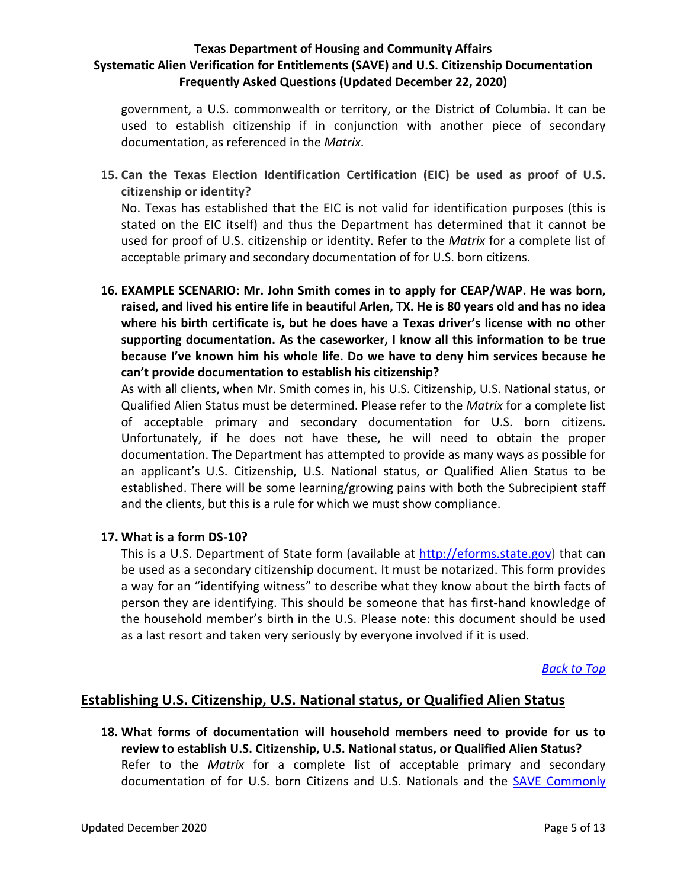government, a U.S. commonwealth or territory, or the District of Columbia. It can be used to establish citizenship if in conjunction with another piece of secondary documentation, as referenced in the *Matrix*.

15. **Can the Texas Election Identification Certification (EIC) be used as proof of U.S. citizenship or identity?**
No. Texas has established that the EIC is not valid for identification purposes (this is stated on the EIC itself) and thus the Department has determined that it cannot be used for proof of U.S. citizenship or identity. Refer to the *Matrix* for a complete list of acceptable primary and secondary documentation of for U.S. born citizens.

16. **EXAMPLE SCENARIO: Mr. John Smith comes in to apply for CEAP/WAP. He was born, raised, and lived his entire life in beautiful Arlen, TX. He is 80 years old and has no idea where his birth certificate is, but he does have a Texas driver's license with no other supporting documentation. As the caseworker, I know all this information to be true because I've known him his whole life. Do we have to deny him services because he can't provide documentation to establish his citizenship?**
As with all clients, when Mr. Smith comes in, his U.S. Citizenship, U.S. National status, or Qualified Alien Status must be determined. Please refer to the *Matrix* for a complete list of acceptable primary and secondary documentation for U.S. born citizens. Unfortunately, if he does not have these, he will need to obtain the proper documentation. The Department has attempted to provide as many ways as possible for an applicant's U.S. Citizenship, U.S. National status, or Qualified Alien Status to be established. There will be some learning/growing pains with both the Subrecipient staff and the clients, but this is a rule for which we must show compliance.

17. **What is a form DS-10?**
This is a U.S. Department of State form (available at [http://eforms.state.gov](http://eforms.state.gov)) that can be used as a secondary citizenship document. It must be notarized. This form provides a way for an "identifying witness" to describe what they know about the birth facts of person they are identifying. This should be someone that has first-hand knowledge of the household member's birth in the U.S. Please note: this document should be used as a last resort and taken very seriously by everyone involved if it is used.

*Back to Top*

## Establishing U.S. Citizenship, U.S. National status, or Qualified Alien Status

18. **What forms of documentation will household members need to provide for us to review to establish U.S. Citizenship, U.S. National status, or Qualified Alien Status?**
Refer to the *Matrix* for a complete list of acceptable primary and secondary documentation of for U.S. born Citizens and U.S. Nationals and the SAVE Commonly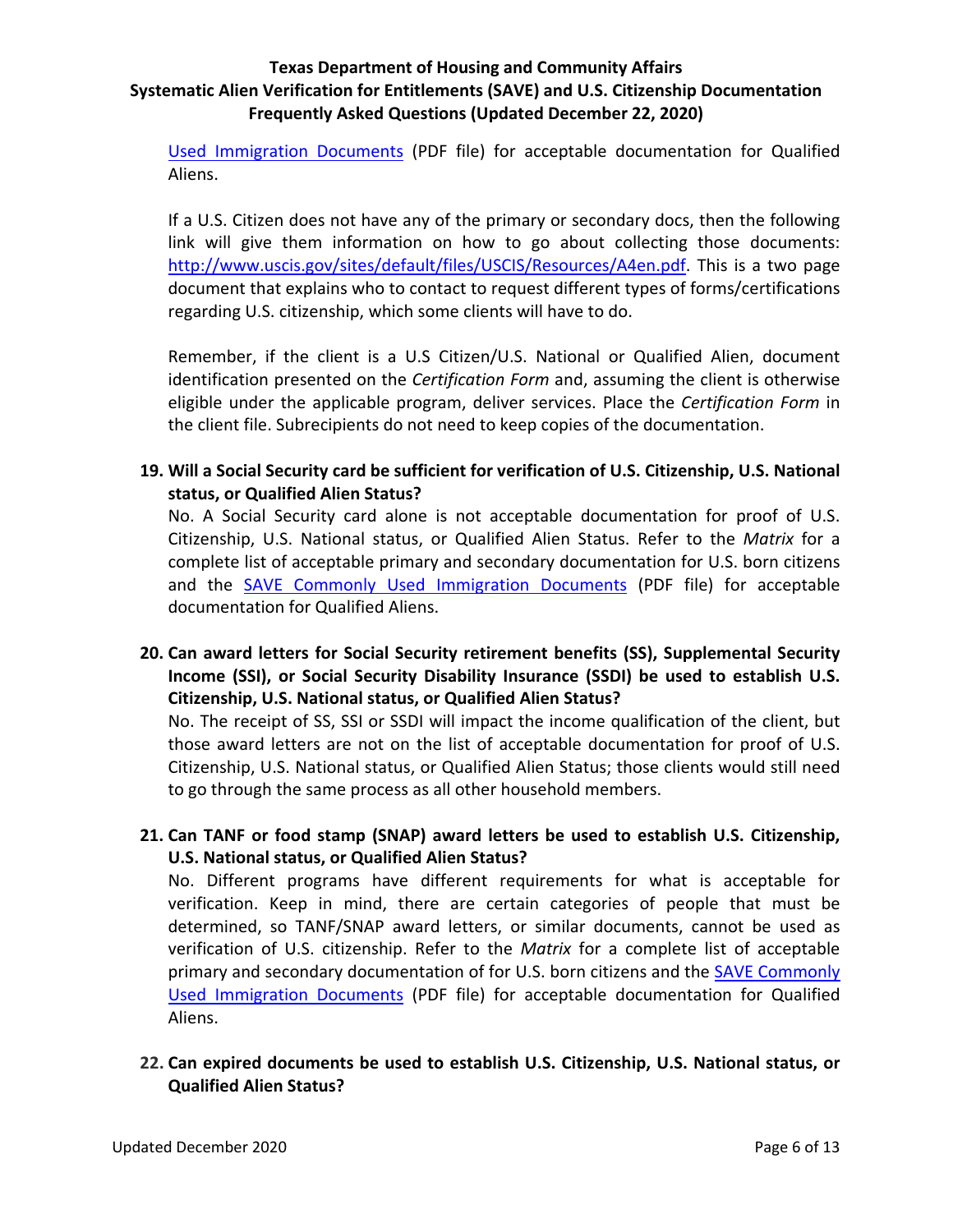Used Immigration Documents (PDF file) for acceptable documentation for Qualified Aliens.

If a U.S. Citizen does not have any of the primary or secondary docs, then the following link will give them information on how to go about collecting those documents: http://www.uscis.gov/sites/default/files/USCIS/Resources/A4en.pdf. This is a two page document that explains who to contact to request different types of forms/certifications regarding U.S. citizenship, which some clients will have to do.

Remember, if the client is a U.S Citizen/U.S. National or Qualified Alien, document identification presented on the *Certification Form* and, assuming the client is otherwise eligible under the applicable program, deliver services. Place the *Certification Form* in the client file. Subrecipients do not need to keep copies of the documentation.

19. **Will a Social Security card be sufficient for verification of U.S. Citizenship, U.S. National status, or Qualified Alien Status?**

    No. A Social Security card alone is not acceptable documentation for proof of U.S. Citizenship, U.S. National status, or Qualified Alien Status. Refer to the *Matrix* for a complete list of acceptable primary and secondary documentation for U.S. born citizens and the SAVE Commonly Used Immigration Documents (PDF file) for acceptable documentation for Qualified Aliens.

20. **Can award letters for Social Security retirement benefits (SS), Supplemental Security Income (SSI), or Social Security Disability Insurance (SSDI) be used to establish U.S. Citizenship, U.S. National status, or Qualified Alien Status?**

    No. The receipt of SS, SSI or SSDI will impact the income qualification of the client, but those award letters are not on the list of acceptable documentation for proof of U.S. Citizenship, U.S. National status, or Qualified Alien Status; those clients would still need to go through the same process as all other household members.

21. **Can TANF or food stamp (SNAP) award letters be used to establish U.S. Citizenship, U.S. National status, or Qualified Alien Status?**

    No. Different programs have different requirements for what is acceptable for verification. Keep in mind, there are certain categories of people that must be determined, so TANF/SNAP award letters, or similar documents, cannot be used as verification of U.S. citizenship. Refer to the *Matrix* for a complete list of acceptable primary and secondary documentation of for U.S. born citizens and the SAVE Commonly Used Immigration Documents (PDF file) for acceptable documentation for Qualified Aliens.

22. **Can expired documents be used to establish U.S. Citizenship, U.S. National status, or Qualified Alien Status?**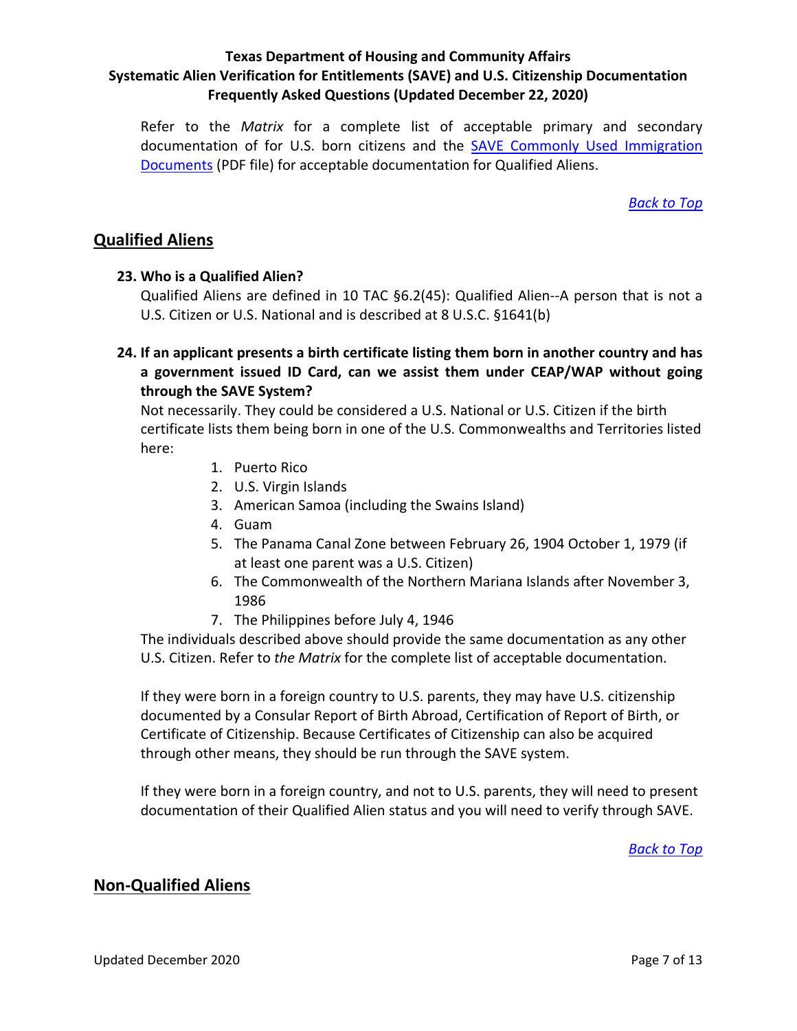Refer to the *Matrix* for a complete list of acceptable primary and secondary documentation of for U.S. born citizens and the [SAVE Commonly Used Immigration Documents](#) (PDF file) for acceptable documentation for Qualified Aliens.

*Back to Top*

## Qualified Aliens

**23. Who is a Qualified Alien?**

Qualified Aliens are defined in 10 TAC §6.2(45): Qualified Alien--A person that is not a U.S. Citizen or U.S. National and is described at 8 U.S.C. §1641(b)

**24. If an applicant presents a birth certificate listing them born in another country and has a government issued ID Card, can we assist them under CEAP/WAP without going through the SAVE System?**

Not necessarily. They could be considered a U.S. National or U.S. Citizen if the birth certificate lists them being born in one of the U.S. Commonwealths and Territories listed here:

1. Puerto Rico
2. U.S. Virgin Islands
3. American Samoa (including the Swains Island)
4. Guam
5. The Panama Canal Zone between February 26, 1904 October 1, 1979 (if at least one parent was a U.S. Citizen)
6. The Commonwealth of the Northern Mariana Islands after November 3, 1986
7. The Philippines before July 4, 1946

The individuals described above should provide the same documentation as any other U.S. Citizen. Refer to *the Matrix* for the complete list of acceptable documentation.

If they were born in a foreign country to U.S. parents, they may have U.S. citizenship documented by a Consular Report of Birth Abroad, Certification of Report of Birth, or Certificate of Citizenship. Because Certificates of Citizenship can also be acquired through other means, they should be run through the SAVE system.

If they were born in a foreign country, and not to U.S. parents, they will need to present documentation of their Qualified Alien status and you will need to verify through SAVE.

*Back to Top*

## Non-Qualified Aliens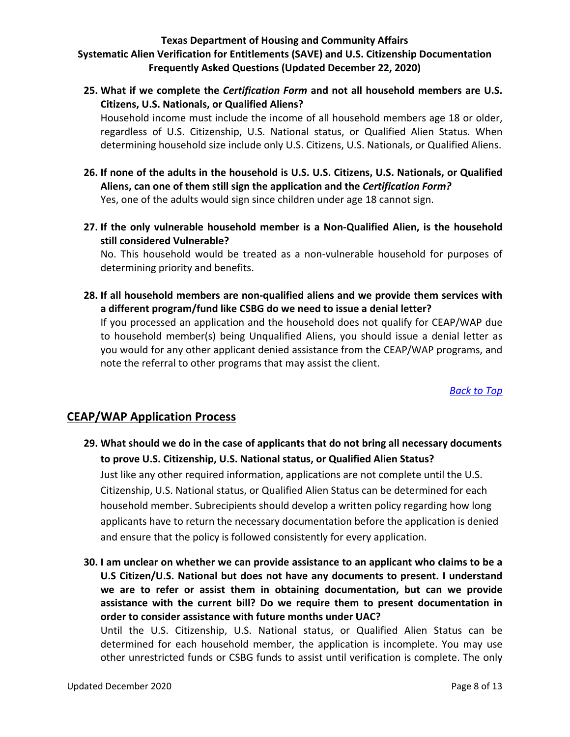**25. What if we complete the *Certification Form* and not all household members are U.S. Citizens, U.S. Nationals, or Qualified Aliens?**

Household income must include the income of all household members age 18 or older, regardless of U.S. Citizenship, U.S. National status, or Qualified Alien Status. When determining household size include only U.S. Citizens, U.S. Nationals, or Qualified Aliens.

**26. If none of the adults in the household is U.S. U.S. Citizens, U.S. Nationals, or Qualified Aliens, can one of them still sign the application and the *Certification Form?***

Yes, one of the adults would sign since children under age 18 cannot sign.

**27. If the only vulnerable household member is a Non-Qualified Alien, is the household still considered Vulnerable?**

No. This household would be treated as a non-vulnerable household for purposes of determining priority and benefits.

**28. If all household members are non-qualified aliens and we provide them services with a different program/fund like CSBG do we need to issue a denial letter?**

If you processed an application and the household does not qualify for CEAP/WAP due to household member(s) being Unqualified Aliens, you should issue a denial letter as you would for any other applicant denied assistance from the CEAP/WAP programs, and note the referral to other programs that may assist the client.

[Back to Top]

## CEAP/WAP Application Process

**29. What should we do in the case of applicants that do not bring all necessary documents to prove U.S. Citizenship, U.S. National status, or Qualified Alien Status?**

Just like any other required information, applications are not complete until the U.S. Citizenship, U.S. National status, or Qualified Alien Status can be determined for each household member. Subrecipients should develop a written policy regarding how long applicants have to return the necessary documentation before the application is denied and ensure that the policy is followed consistently for every application.

**30. I am unclear on whether we can provide assistance to an applicant who claims to be a U.S Citizen/U.S. National but does not have any documents to present. I understand we are to refer or assist them in obtaining documentation, but can we provide assistance with the current bill? Do we require them to present documentation in order to consider assistance with future months under UAC?**

Until the U.S. Citizenship, U.S. National status, or Qualified Alien Status can be determined for each household member, the application is incomplete. You may use other unrestricted funds or CSBG funds to assist until verification is complete. The only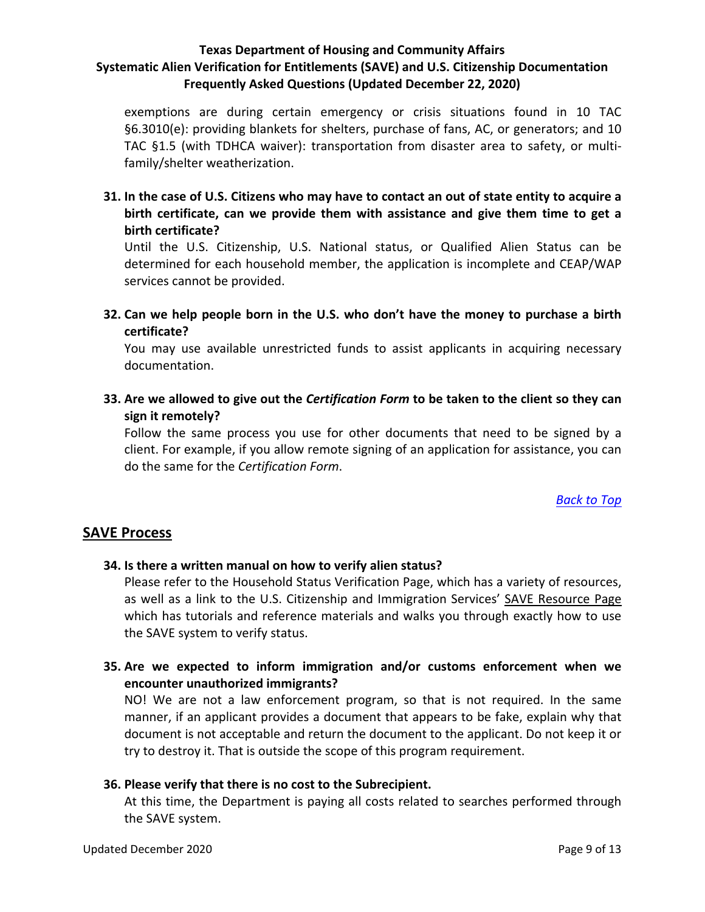exemptions are during certain emergency or crisis situations found in 10 TAC §6.3010(e): providing blankets for shelters, purchase of fans, AC, or generators; and 10 TAC §1.5 (with TDHCA waiver): transportation from disaster area to safety, or multi-family/shelter weatherization.

**31. In the case of U.S. Citizens who may have to contact an out of state entity to acquire a birth certificate, can we provide them with assistance and give them time to get a birth certificate?**

Until the U.S. Citizenship, U.S. National status, or Qualified Alien Status can be determined for each household member, the application is incomplete and CEAP/WAP services cannot be provided.

**32. Can we help people born in the U.S. who don't have the money to purchase a birth certificate?**

You may use available unrestricted funds to assist applicants in acquiring necessary documentation.

**33. Are we allowed to give out the *Certification Form* to be taken to the client so they can sign it remotely?**

Follow the same process you use for other documents that need to be signed by a client. For example, if you allow remote signing of an application for assistance, you can do the same for the *Certification Form*.

*Back to Top*

## SAVE Process

**34. Is there a written manual on how to verify alien status?**

Please refer to the Household Status Verification Page, which has a variety of resources, as well as a link to the U.S. Citizenship and Immigration Services' SAVE Resource Page which has tutorials and reference materials and walks you through exactly how to use the SAVE system to verify status.

**35. Are we expected to inform immigration and/or customs enforcement when we encounter unauthorized immigrants?**

NO! We are not a law enforcement program, so that is not required. In the same manner, if an applicant provides a document that appears to be fake, explain why that document is not acceptable and return the document to the applicant. Do not keep it or try to destroy it. That is outside the scope of this program requirement.

**36. Please verify that there is no cost to the Subrecipient.**

At this time, the Department is paying all costs related to searches performed through the SAVE system.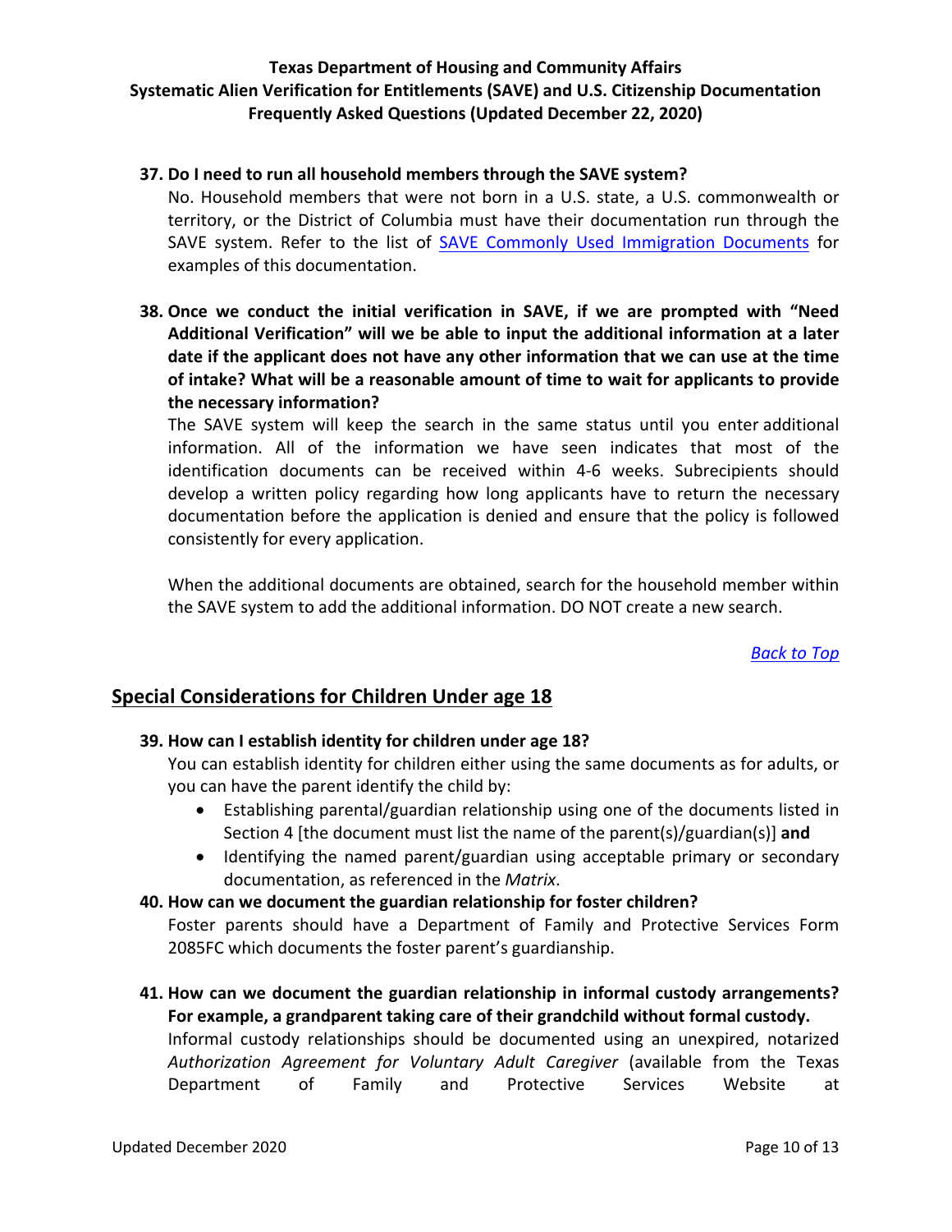**37. Do I need to run all household members through the SAVE system?**

No. Household members that were not born in a U.S. state, a U.S. commonwealth or territory, or the District of Columbia must have their documentation run through the SAVE system. Refer to the list of SAVE Commonly Used Immigration Documents for examples of this documentation.

**38. Once we conduct the initial verification in SAVE, if we are prompted with "Need Additional Verification" will we be able to input the additional information at a later date if the applicant does not have any other information that we can use at the time of intake? What will be a reasonable amount of time to wait for applicants to provide the necessary information?**

The SAVE system will keep the search in the same status until you enter additional information. All of the information we have seen indicates that most of the identification documents can be received within 4-6 weeks. Subrecipients should develop a written policy regarding how long applicants have to return the necessary documentation before the application is denied and ensure that the policy is followed consistently for every application.

When the additional documents are obtained, search for the household member within the SAVE system to add the additional information. DO NOT create a new search.

*Back to Top*

## Special Considerations for Children Under age 18

**39. How can I establish identity for children under age 18?**

You can establish identity for children either using the same documents as for adults, or you can have the parent identify the child by:

- Establishing parental/guardian relationship using one of the documents listed in Section 4 [the document must list the name of the parent(s)/guardian(s)] **and**
- Identifying the named parent/guardian using acceptable primary or secondary documentation, as referenced in the *Matrix.*

**40. How can we document the guardian relationship for foster children?**

Foster parents should have a Department of Family and Protective Services Form 2085FC which documents the foster parent's guardianship.

**41. How can we document the guardian relationship in informal custody arrangements? For example, a grandparent taking care of their grandchild without formal custody.**

Informal custody relationships should be documented using an unexpired, notarized *Authorization Agreement for Voluntary Adult Caregiver* (available from the Texas Department of Family and Protective Services Website at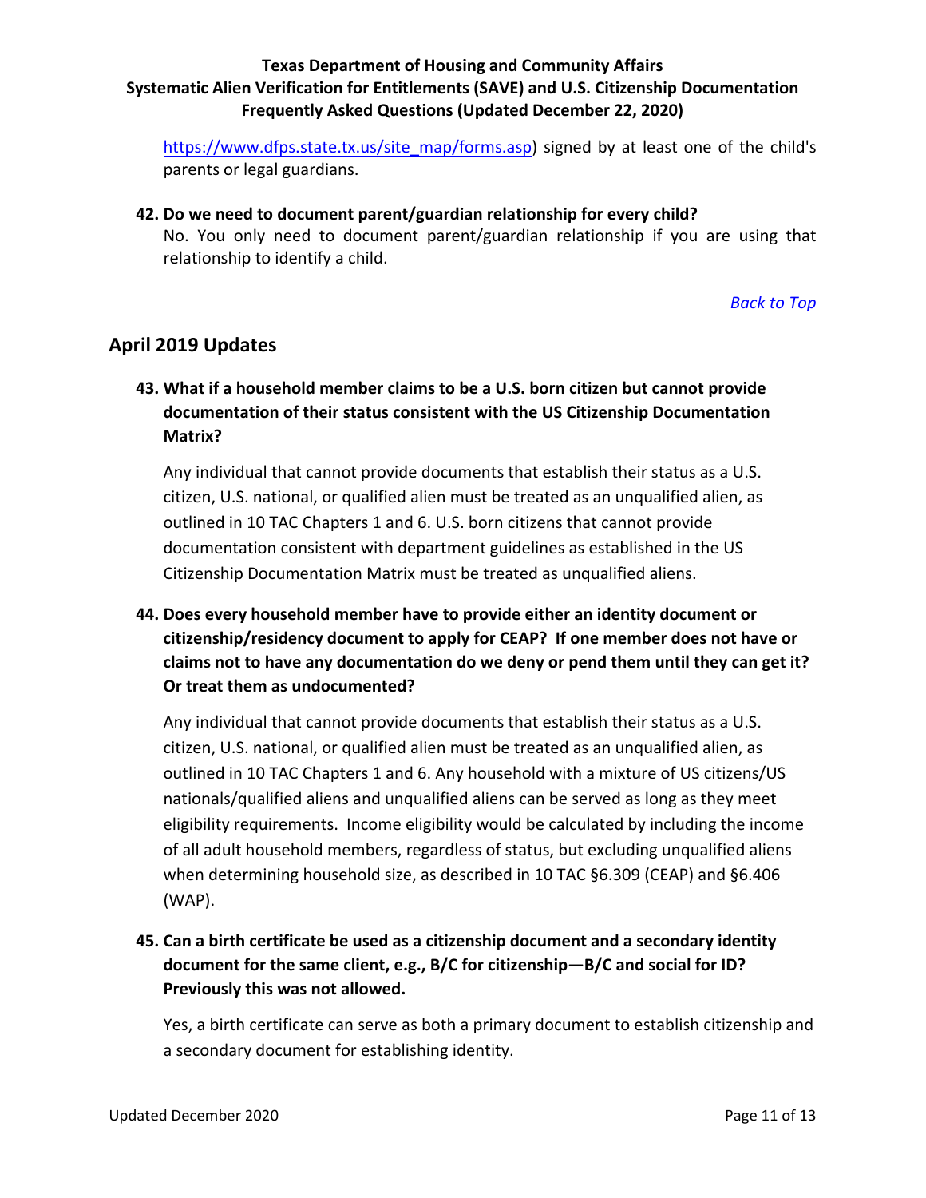https://www.dfps.state.tx.us/site_map/forms.asp) signed by at least one of the child's parents or legal guardians.

**42. Do we need to document parent/guardian relationship for every child?**

No. You only need to document parent/guardian relationship if you are using that relationship to identify a child.

*Back to Top*

## April 2019 Updates

**43. What if a household member claims to be a U.S. born citizen but cannot provide documentation of their status consistent with the US Citizenship Documentation Matrix?**

Any individual that cannot provide documents that establish their status as a U.S. citizen, U.S. national, or qualified alien must be treated as an unqualified alien, as outlined in 10 TAC Chapters 1 and 6. U.S. born citizens that cannot provide documentation consistent with department guidelines as established in the US Citizenship Documentation Matrix must be treated as unqualified aliens.

**44. Does every household member have to provide either an identity document or citizenship/residency document to apply for CEAP? If one member does not have or claims not to have any documentation do we deny or pend them until they can get it? Or treat them as undocumented?**

Any individual that cannot provide documents that establish their status as a U.S. citizen, U.S. national, or qualified alien must be treated as an unqualified alien, as outlined in 10 TAC Chapters 1 and 6. Any household with a mixture of US citizens/US nationals/qualified aliens and unqualified aliens can be served as long as they meet eligibility requirements. Income eligibility would be calculated by including the income of all adult household members, regardless of status, but excluding unqualified aliens when determining household size, as described in 10 TAC §6.309 (CEAP) and §6.406 (WAP).

**45. Can a birth certificate be used as a citizenship document and a secondary identity document for the same client, e.g., B/C for citizenship—B/C and social for ID? Previously this was not allowed.**

Yes, a birth certificate can serve as both a primary document to establish citizenship and a secondary document for establishing identity.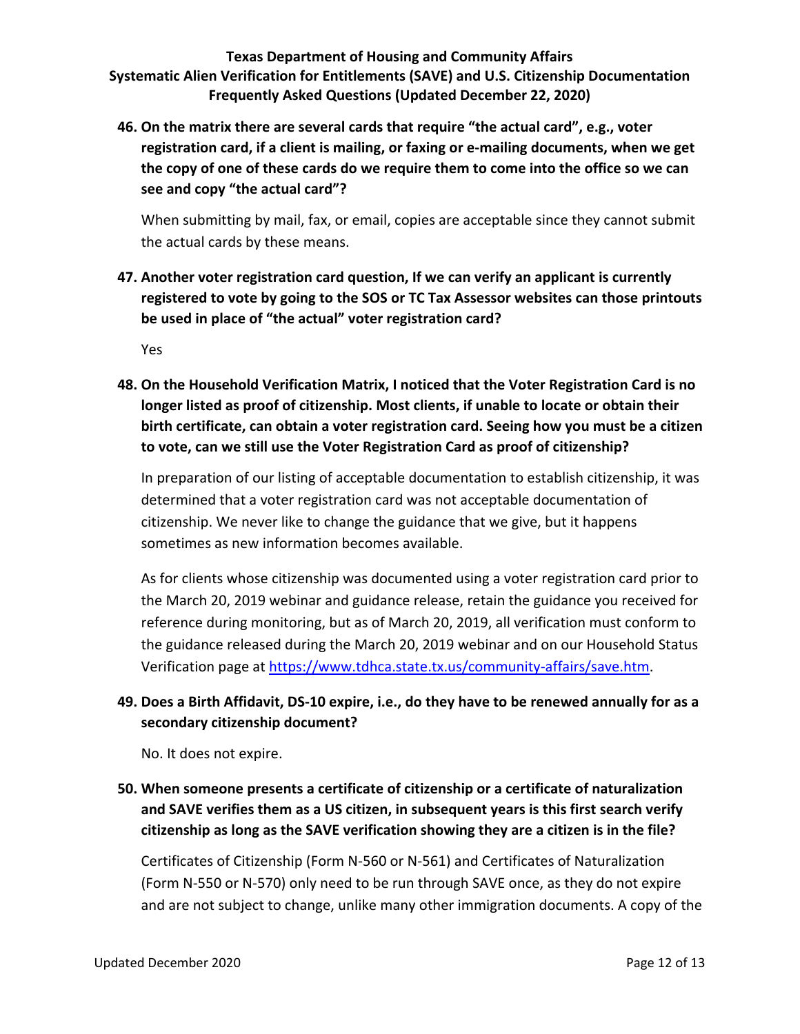**46. On the matrix there are several cards that require "the actual card", e.g., voter registration card, if a client is mailing, or faxing or e-mailing documents, when we get the copy of one of these cards do we require them to come into the office so we can see and copy "the actual card"?**

When submitting by mail, fax, or email, copies are acceptable since they cannot submit the actual cards by these means.

**47. Another voter registration card question, If we can verify an applicant is currently registered to vote by going to the SOS or TC Tax Assessor websites can those printouts be used in place of "the actual" voter registration card?**

Yes

**48. On the Household Verification Matrix, I noticed that the Voter Registration Card is no longer listed as proof of citizenship. Most clients, if unable to locate or obtain their birth certificate, can obtain a voter registration card. Seeing how you must be a citizen to vote, can we still use the Voter Registration Card as proof of citizenship?**

In preparation of our listing of acceptable documentation to establish citizenship, it was determined that a voter registration card was not acceptable documentation of citizenship. We never like to change the guidance that we give, but it happens sometimes as new information becomes available.

As for clients whose citizenship was documented using a voter registration card prior to the March 20, 2019 webinar and guidance release, retain the guidance you received for reference during monitoring, but as of March 20, 2019, all verification must conform to the guidance released during the March 20, 2019 webinar and on our Household Status Verification page at https://www.tdhca.state.tx.us/community-affairs/save.htm.

**49. Does a Birth Affidavit, DS-10 expire, i.e., do they have to be renewed annually for as a secondary citizenship document?**

No. It does not expire.

**50. When someone presents a certificate of citizenship or a certificate of naturalization and SAVE verifies them as a US citizen, in subsequent years is this first search verify citizenship as long as the SAVE verification showing they are a citizen is in the file?**

Certificates of Citizenship (Form N-560 or N-561) and Certificates of Naturalization (Form N-550 or N-570) only need to be run through SAVE once, as they do not expire and are not subject to change, unlike many other immigration documents. A copy of the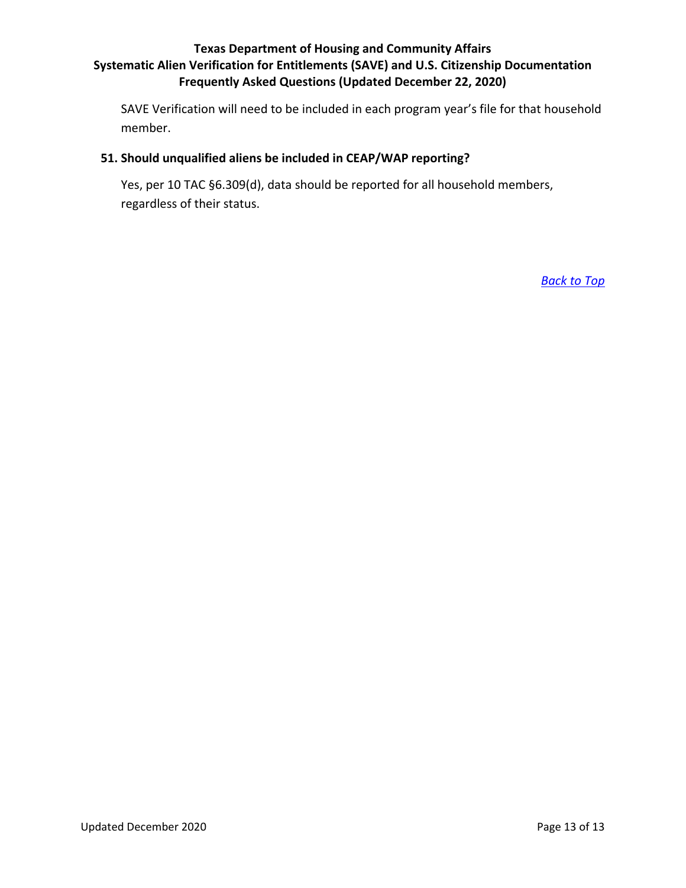SAVE Verification will need to be included in each program year's file for that household member.

**51. Should unqualified aliens be included in CEAP/WAP reporting?**

Yes, per 10 TAC §6.309(d), data should be reported for all household members, regardless of their status.

*Back to Top*